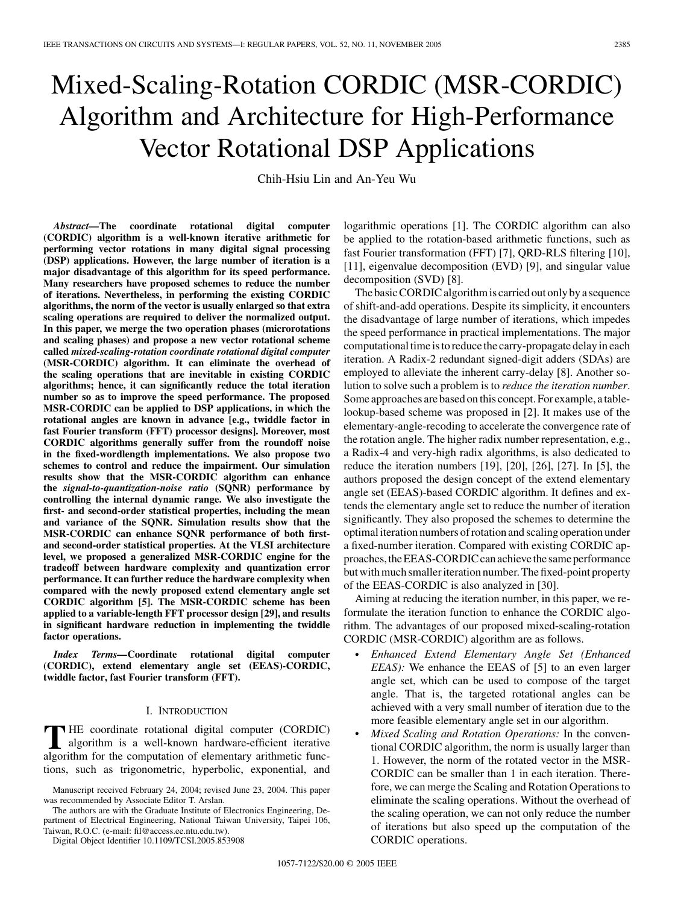# Mixed-Scaling-Rotation CORDIC (MSR-CORDIC) Algorithm and Architecture for High-Performance Vector Rotational DSP Applications

Chih-Hsiu Lin and An-Yeu Wu

***Abstract*—The coordinate rotational digital computer (CORDIC) algorithm is a well-known iterative arithmetic for performing vector rotations in many digital signal processing (DSP) applications. However, the large number of iteration is a major disadvantage of this algorithm for its speed performance. Many researchers have proposed schemes to reduce the number of iterations. Nevertheless, in performing the existing CORDIC algorithms, the norm of the vector is usually enlarged so that extra scaling operations are required to deliver the normalized output. In this paper, we merge the two operation phases (microrotations and scaling phases) and propose a new vector rotational scheme called *mixed-scaling-rotation coordinate rotational digital computer* (MSR-CORDIC) algorithm. It can eliminate the overhead of the scaling operations that are inevitable in existing CORDIC algorithms; hence, it can significantly reduce the total iteration number so as to improve the speed performance. The proposed MSR-CORDIC can be applied to DSP applications, in which the rotational angles are known in advance [e.g., twiddle factor in fast Fourier transform (FFT) processor designs]. Moreover, most CORDIC algorithms generally suffer from the roundoff noise in the fixed-wordlength implementations. We also propose two schemes to control and reduce the impairment. Our simulation results show that the MSR-CORDIC algorithm can enhance the *signal-to-quantization-noise ratio* (SQNR) performance by controlling the internal dynamic range. We also investigate the first- and second-order statistical properties, including the mean and variance of the SQNR. Simulation results show that the MSR-CORDIC can enhance SQNR performance of both first- and second-order statistical properties. At the VLSI architecture level, we proposed a generalized MSR-CORDIC engine for the tradeoff between hardware complexity and quantization error performance. It can further reduce the hardware complexity when compared with the newly proposed extend elementary angle set CORDIC algorithm [5]. The MSR-CORDIC scheme has been applied to a variable-length FFT processor design [29], and results in significant hardware reduction in implementing the twiddle factor operations.**

***Index Terms*—Coordinate rotational digital computer (CORDIC), extend elementary angle set (EEAS)-CORDIC, twiddle factor, fast Fourier transform (FFT).**

## I. Introduction

The coordinate rotational digital computer (CORDIC) algorithm is a well-known hardware-efficient iterative algorithm for the computation of elementary arithmetic functions, such as trigonometric, hyperbolic, exponential, and logarithmic operations [1]. The CORDIC algorithm can also be applied to the rotation-based arithmetic functions, such as fast Fourier transformation (FFT) [7], QRD-RLS filtering [10], [11], eigenvalue decomposition (EVD) [9], and singular value decomposition (SVD) [8].

The basic CORDIC algorithm is carried out only by a sequence of shift-and-add operations. Despite its simplicity, it encounters the disadvantage of large number of iterations, which impedes the speed performance in practical implementations. The major computational time is to reduce the carry-propagate delay in each iteration. A Radix-2 redundant signed-digit adders (SDAs) are employed to alleviate the inherent carry-delay [8]. Another solution to solve such a problem is to *reduce the iteration number*. Some approaches are based on this concept. For example, a table-lookup-based scheme was proposed in [2]. It makes use of the elementary-angle-recoding to accelerate the convergence rate of the rotation angle. The higher radix number representation, e.g., a Radix-4 and very-high radix algorithms, is also dedicated to reduce the iteration numbers [19], [20], [26], [27]. In [5], the authors proposed the design concept of the extend elementary angle set (EEAS)-based CORDIC algorithm. It defines and extends the elementary angle set to reduce the number of iteration significantly. They also proposed the schemes to determine the optimal iteration numbers of rotation and scaling operation under a fixed-number iteration. Compared with existing CORDIC approaches, the EEAS-CORDIC can achieve the same performance but with much smaller iteration number. The fixed-point property of the EEAS-CORDIC is also analyzed in [30].

Aiming at reducing the iteration number, in this paper, we reformulate the iteration function to enhance the CORDIC algorithm. The advantages of our proposed mixed-scaling-rotation CORDIC (MSR-CORDIC) algorithm are as follows.

- *Enhanced Extend Elementary Angle Set (Enhanced EEAS):* We enhance the EEAS of [5] to an even larger angle set, which can be used to compose of the target angle. That is, the targeted rotational angles can be achieved with a very small number of iteration due to the more feasible elementary angle set in our algorithm.
- *Mixed Scaling and Rotation Operations:* In the conventional CORDIC algorithm, the norm is usually larger than 1. However, the norm of the rotated vector in the MSR-CORDIC can be smaller than 1 in each iteration. Therefore, we can merge the Scaling and Rotation Operations to eliminate the scaling operations. Without the overhead of the scaling operation, we can not only reduce the number of iterations but also speed up the computation of the CORDIC operations.

Manuscript received February 24, 2004; revised June 23, 2004. This paper was recommended by Associate Editor T. Arslan.

The authors are with the Graduate Institute of Electronics Engineering, Department of Electrical Engineering, National Taiwan University, Taipei 106, Taiwan, R.O.C. (e-mail: fil@access.ee.ntu.edu.tw).

Digital Object Identifier 10.1109/TCSI.2005.853908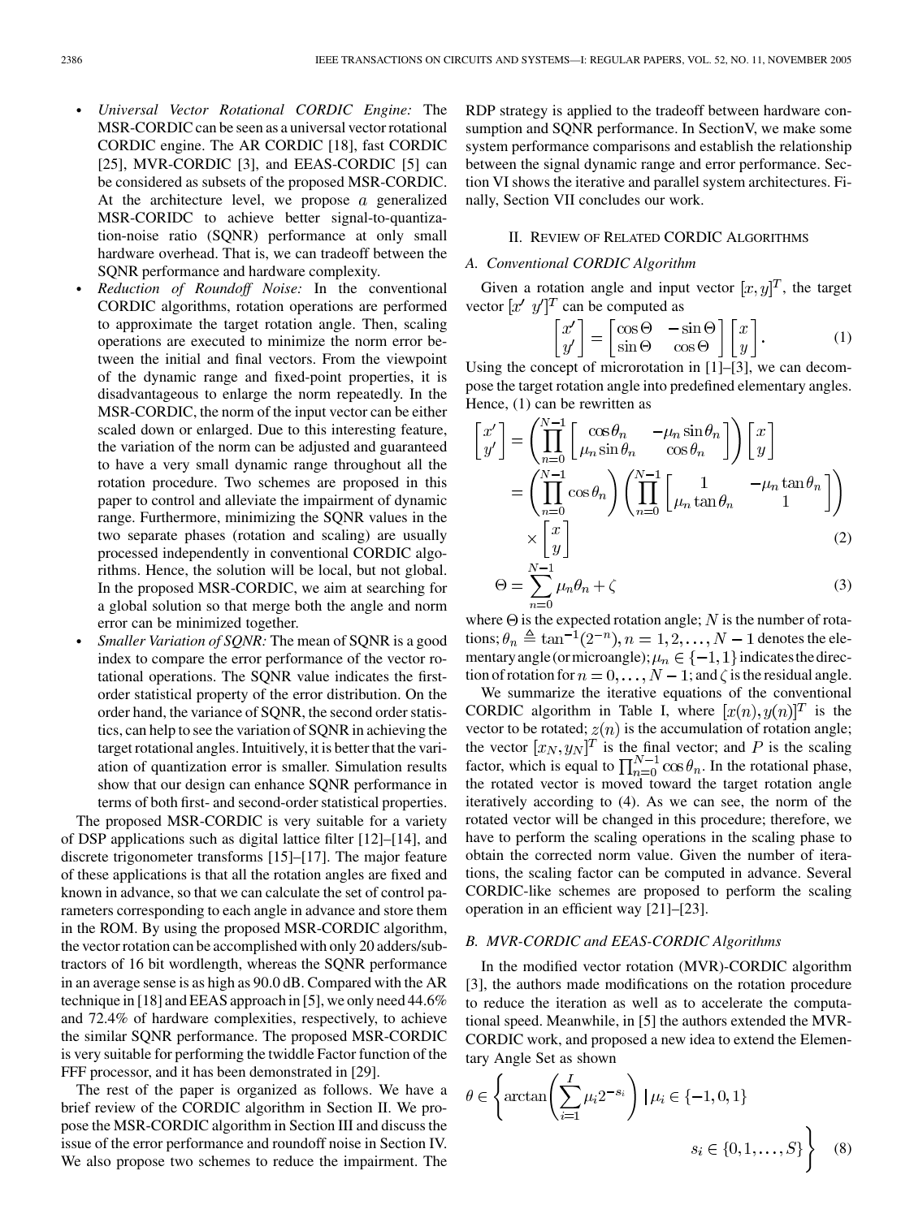- *Universal Vector Rotational CORDIC Engine:* The MSR-CORDIC can be seen as a universal vector rotational CORDIC engine. The AR CORDIC [18], fast CORDIC [25], MVR-CORDIC [3], and EEAS-CORDIC [5] can be considered as subsets of the proposed MSR-CORDIC. At the architecture level, we propose *a* generalized MSR-CORIDC to achieve better signal-to-quantization-noise ratio (SQNR) performance at only small hardware overhead. That is, we can tradeoff between the SQNR performance and hardware complexity.
- *Reduction of Roundoff Noise:* In the conventional CORDIC algorithms, rotation operations are performed to approximate the target rotation angle. Then, scaling operations are executed to minimize the norm error between the initial and final vectors. From the viewpoint of the dynamic range and fixed-point properties, it is disadvantageous to enlarge the norm repeatedly. In the MSR-CORDIC, the norm of the input vector can be either scaled down or enlarged. Due to this interesting feature, the variation of the norm can be adjusted and guaranteed to have a very small dynamic range throughout all the rotation procedure. Two schemes are proposed in this paper to control and alleviate the impairment of dynamic range. Furthermore, minimizing the SQNR values in the two separate phases (rotation and scaling) are usually processed independently in conventional CORDIC algorithms. Hence, the solution will be local, but not global. In the proposed MSR-CORDIC, we aim at searching for a global solution so that merge both the angle and norm error can be minimized together.
- *Smaller Variation of SQNR:* The mean of SQNR is a good index to compare the error performance of the vector rotational operations. The SQNR value indicates the first-order statistical property of the error distribution. On the order hand, the variance of SQNR, the second order statistics, can help to see the variation of SQNR in achieving the target rotational angles. Intuitively, it is better that the variation of quantization error is smaller. Simulation results show that our design can enhance SQNR performance in terms of both first- and second-order statistical properties.

The proposed MSR-CORDIC is very suitable for a variety of DSP applications such as digital lattice filter [12]–[14], and discrete trigonometer transforms [15]–[17]. The major feature of these applications is that all the rotation angles are fixed and known in advance, so that we can calculate the set of control parameters corresponding to each angle in advance and store them in the ROM. By using the proposed MSR-CORDIC algorithm, the vector rotation can be accomplished with only 20 adders/subtractors of 16 bit wordlength, whereas the SQNR performance in an average sense is as high as 90.0 dB. Compared with the AR technique in [18] and EEAS approach in [5], we only need 44.6% and 72.4% of hardware complexities, respectively, to achieve the similar SQNR performance. The proposed MSR-CORDIC is very suitable for performing the twiddle Factor function of the FFF processor, and it has been demonstrated in [29].

The rest of the paper is organized as follows. We have a brief review of the CORDIC algorithm in Section II. We propose the MSR-CORDIC algorithm in Section III and discuss the issue of the error performance and roundoff noise in Section IV. We also propose two schemes to reduce the impairment. The RDP strategy is applied to the tradeoff between hardware consumption and SQNR performance. In SectionV, we make some system performance comparisons and establish the relationship between the signal dynamic range and error performance. Section VI shows the iterative and parallel system architectures. Finally, Section VII concludes our work.

## II. Review of Related CORDIC Algorithms

### A. Conventional CORDIC Algorithm

Given a rotation angle and input vector $[x, y]^T$, the target vector $[x' \; y']^T$ can be computed as

$$\begin{bmatrix} x' \\ y' \end{bmatrix} = \begin{bmatrix} \cos\Theta & -\sin\Theta \\ \sin\Theta & \cos\Theta \end{bmatrix} \begin{bmatrix} x \\ y \end{bmatrix}. \tag{1}$$

Using the concept of microrotation in [1]–[3], we can decompose the target rotation angle into predefined elementary angles. Hence, (1) can be rewritten as

$$\begin{aligned}\begin{bmatrix} x' \\ y' \end{bmatrix} &= \left(\prod_{n=0}^{N-1} \begin{bmatrix} \cos\theta_n & -\mu_n \sin\theta_n \\ \mu_n \sin\theta_n & \cos\theta_n \end{bmatrix}\right) \begin{bmatrix} x \\ y \end{bmatrix} \\ &= \left(\prod_{n=0}^{N-1} \cos\theta_n\right) \left(\prod_{n=0}^{N-1} \begin{bmatrix} 1 & -\mu_n \tan\theta_n \\ \mu_n \tan\theta_n & 1 \end{bmatrix}\right) \\ &\quad \times \begin{bmatrix} x \\ y \end{bmatrix} \end{aligned} \tag{2}$$

$$\Theta = \sum_{n=0}^{N-1} \mu_n \theta_n + \zeta \tag{3}$$

where $\Theta$ is the expected rotation angle; $N$ is the number of rotations; $\theta_n \triangleq \tan^{-1}(2^{-n}), n = 1, 2, \ldots, N-1$ denotes the elementary angle (or microangle); $\mu_n \in \{-1, 1\}$ indicates the direction of rotation for $n = 0, \ldots, N-1$; and $\zeta$ is the residual angle.

We summarize the iterative equations of the conventional CORDIC algorithm in Table I, where $[x(n), y(n)]^T$ is the vector to be rotated; $z(n)$ is the accumulation of rotation angle; the vector $[x_N, y_N]^T$ is the final vector; and $P$ is the scaling factor, which is equal to $\prod_{n=0}^{N-1} \cos\theta_n$. In the rotational phase, the rotated vector is moved toward the target rotation angle iteratively according to (4). As we can see, the norm of the rotated vector will be changed in this procedure; therefore, we have to perform the scaling operations in the scaling phase to obtain the corrected norm value. Given the number of iterations, the scaling factor can be computed in advance. Several CORDIC-like schemes are proposed to perform the scaling operation in an efficient way [21]–[23].

### B. MVR-CORDIC and EEAS-CORDIC Algorithms

In the modified vector rotation (MVR)-CORDIC algorithm [3], the authors made modifications on the rotation procedure to reduce the iteration as well as to accelerate the computational speed. Meanwhile, in [5] the authors extended the MVR-CORDIC work, and proposed a new idea to extend the Elementary Angle Set as shown

$$\theta \in \left\{ \arctan\left(\sum_{i=1}^{I} \mu_i 2^{-s_i}\right) \;\middle|\; \mu_i \in \{-1, 0, 1\} \quad s_i \in \{0, 1, \ldots, S\} \right\} \tag{8}$$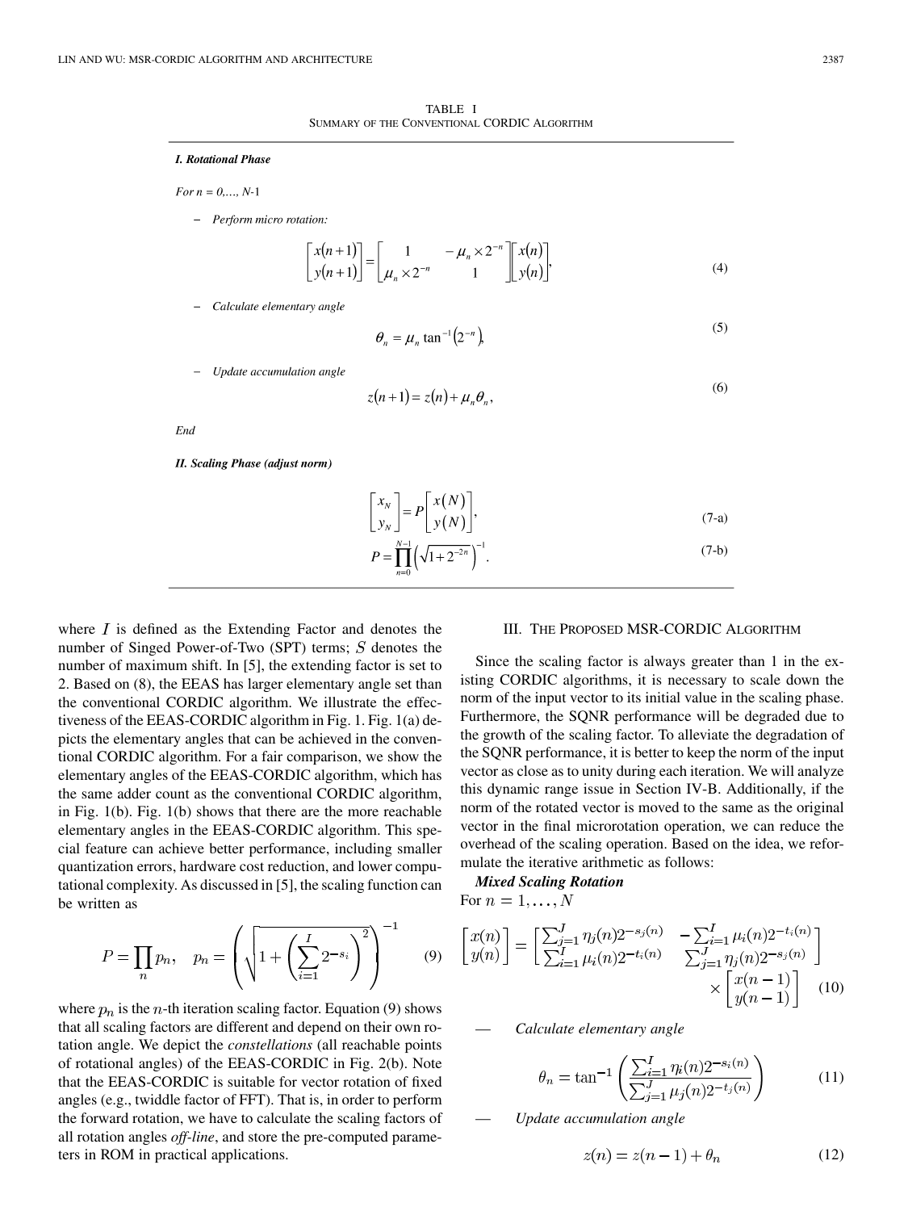TABLE I
SUMMARY OF THE CONVENTIONAL CORDIC ALGORITHM

***I. Rotational Phase***

*For n = 0,…, N-1*

– *Perform micro rotation:*

$$\begin{bmatrix} x(n+1) \\ y(n+1) \end{bmatrix} = \begin{bmatrix} 1 & -\mu_n \times 2^{-n} \\ \mu_n \times 2^{-n} & 1 \end{bmatrix} \begin{bmatrix} x(n) \\ y(n) \end{bmatrix}, \tag{4}$$

– *Calculate elementary angle*

$$\theta_n = \mu_n \tan^{-1}\left(2^{-n}\right), \tag{5}$$

– *Update accumulation angle*

$$z(n+1) = z(n) + \mu_n \theta_n, \tag{6}$$

*End*

***II. Scaling Phase (adjust norm)***

$$\begin{bmatrix} x_N \\ y_N \end{bmatrix} = P \begin{bmatrix} x(N) \\ y(N) \end{bmatrix}, \tag{7-a}$$

$$P = \prod_{n=0}^{N-1} \left(\sqrt{1+2^{-2n}}\right)^{-1}. \tag{7-b}$$

where $I$ is defined as the Extending Factor and denotes the number of Singed Power-of-Two (SPT) terms; $S$ denotes the number of maximum shift. In [5], the extending factor is set to 2. Based on (8), the EEAS has larger elementary angle set than the conventional CORDIC algorithm. We illustrate the effectiveness of the EEAS-CORDIC algorithm in Fig. 1. Fig. 1(a) depicts the elementary angles that can be achieved in the conventional CORDIC algorithm. For a fair comparison, we show the elementary angles of the EEAS-CORDIC algorithm, which has the same adder count as the conventional CORDIC algorithm, in Fig. 1(b). Fig. 1(b) shows that there are the more reachable elementary angles in the EEAS-CORDIC algorithm. This special feature can achieve better performance, including smaller quantization errors, hardware cost reduction, and lower computational complexity. As discussed in [5], the scaling function can be written as

$$P = \prod_n p_n, \quad p_n = \left(\sqrt{1 + \left(\sum_{i=1}^{I} 2^{-s_i}\right)^2}\right)^{-1} \tag{9}$$

where $p_n$ is the $n$-th iteration scaling factor. Equation (9) shows that all scaling factors are different and depend on their own rotation angle. We depict the *constellations* (all reachable points of rotational angles) of the EEAS-CORDIC in Fig. 2(b). Note that the EEAS-CORDIC is suitable for vector rotation of fixed angles (e.g., twiddle factor of FFT). That is, in order to perform the forward rotation, we have to calculate the scaling factors of all rotation angles *off-line*, and store the pre-computed parameters in ROM in practical applications.

## III. THE PROPOSED MSR-CORDIC ALGORITHM

Since the scaling factor is always greater than 1 in the existing CORDIC algorithms, it is necessary to scale down the norm of the input vector to its initial value in the scaling phase. Furthermore, the SQNR performance will be degraded due to the growth of the scaling factor. To alleviate the degradation of the SQNR performance, it is better to keep the norm of the input vector as close as to unity during each iteration. We will analyze this dynamic range issue in Section IV-B. Additionally, if the norm of the rotated vector is moved to the same as the original vector in the final microrotation operation, we can reduce the overhead of the scaling operation. Based on the idea, we reformulate the iterative arithmetic as follows:

***Mixed Scaling Rotation***

For $n = 1, \ldots, N$

$$\begin{bmatrix} x(n) \\ y(n) \end{bmatrix} = \begin{bmatrix} \sum_{j=1}^{J} \eta_j(n) 2^{-s_j(n)} & -\sum_{i=1}^{I} \mu_i(n) 2^{-t_i(n)} \\ \sum_{i=1}^{I} \mu_i(n) 2^{-t_i(n)} & \sum_{j=1}^{J} \eta_j(n) 2^{-s_j(n)} \end{bmatrix} \times \begin{bmatrix} x(n-1) \\ y(n-1) \end{bmatrix} \tag{10}$$

— *Calculate elementary angle*

$$\theta_n = \tan^{-1}\left(\frac{\sum_{i=1}^{I} \eta_i(n) 2^{-s_i(n)}}{\sum_{j=1}^{J} \mu_j(n) 2^{-t_j(n)}}\right) \tag{11}$$

— *Update accumulation angle*

$$z(n) = z(n-1) + \theta_n \tag{12}$$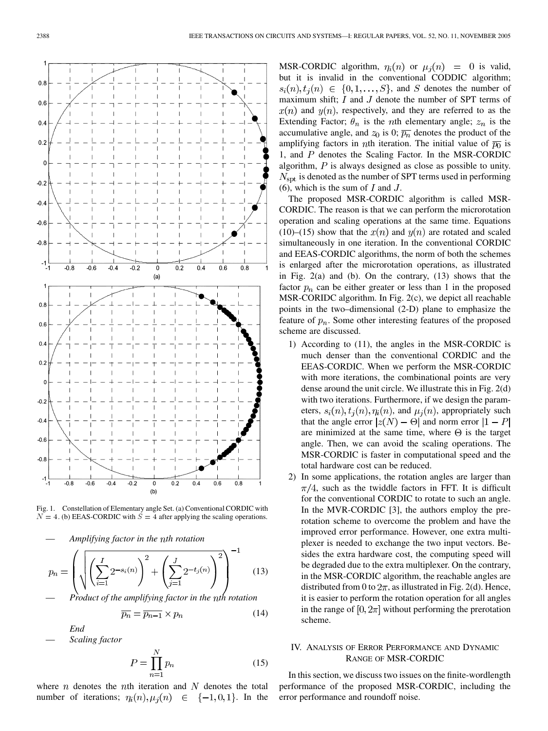Fig. 1. Constellation of Elementary angle Set. (a) Conventional CORDIC with $N = 4$. (b) EEAS-CORDIC with $S = 4$ after applying the scaling operations.

— *Amplifying factor in the $n$th rotation*

$$p_n = \left( \sqrt{\left( \sum_{i=1}^{I} 2^{-s_i(n)} \right)^2 + \left( \sum_{j=1}^{J} 2^{-t_j(n)} \right)^2} \right)^{-1} \tag{13}$$

— *Product of the amplifying factor in the $n$th rotation*

$$\overline{p_n} = \overline{p_{n-1}} \times p_n \tag{14}$$

*End*

— *Scaling factor*

$$P = \prod_{n=1}^{N} p_n \tag{15}$$

where $n$ denotes the $n$th iteration and $N$ denotes the total number of iterations; $\eta_i(n), \mu_j(n) \in \{-1, 0, 1\}$. In the MSR-CORDIC algorithm, $\eta_i(n)$ or $\mu_j(n) = 0$ is valid, but it is invalid in the conventional CODDIC algorithm; $s_i(n), t_j(n) \in \{0, 1, \ldots, S\}$, and $S$ denotes the number of maximum shift; $I$ and $J$ denote the number of SPT terms of $x(n)$ and $y(n)$, respectively, and they are referred to as the Extending Factor; $\theta_n$ is the $n$th elementary angle; $z_n$ is the accumulative angle, and $z_0$ is 0; $\overline{p_n}$ denotes the product of the amplifying factors in $n$th iteration. The initial value of $\overline{p_0}$ is 1, and $P$ denotes the Scaling Factor. In the MSR-CORDIC algorithm, $P$ is always designed as close as possible to unity. $N_{\text{spt}}$ is denoted as the number of SPT terms used in performing (6), which is the sum of $I$ and $J$.

The proposed MSR-CORDIC algorithm is called MSR-CORDIC. The reason is that we can perform the microrotation operation and scaling operations at the same time. Equations (10)–(15) show that the $x(n)$ and $y(n)$ are rotated and scaled simultaneously in one iteration. In the conventional CORDIC and EEAS-CORDIC algorithms, the norm of both the schemes is enlarged after the microrotation operations, as illustrated in Fig. 2(a) and (b). On the contrary, (13) shows that the factor $p_n$ can be either greater or less than 1 in the proposed MSR-CORIDC algorithm. In Fig. 2(c), we depict all reachable points in the two–dimensional (2-D) plane to emphasize the feature of $p_n$. Some other interesting features of the proposed scheme are discussed.

1) According to (11), the angles in the MSR-CORDIC is much denser than the conventional CORDIC and the EEAS-CORDIC. When we perform the MSR-CORDIC with more iterations, the combinational points are very dense around the unit circle. We illustrate this in Fig. 2(d) with two iterations. Furthermore, if we design the parameters, $s_i(n), t_j(n), \eta_i(n)$, and $\mu_j(n)$, appropriately such that the angle error $|z(N) - \Theta|$ and norm error $|1 - P|$ are minimized at the same time, where $\Theta$ is the target angle. Then, we can avoid the scaling operations. The MSR-CORDIC is faster in computational speed and the total hardware cost can be reduced.
2) In some applications, the rotation angles are larger than $\pi/4$, such as the twiddle factors in FFT. It is difficult for the conventional CORDIC to rotate to such an angle. In the MVR-CORDIC [3], the authors employ the prerotation scheme to overcome the problem and have the improved error performance. However, one extra multiplexer is needed to exchange the two input vectors. Besides the extra hardware cost, the computing speed will be degraded due to the extra multiplexer. On the contrary, in the MSR-CORDIC algorithm, the reachable angles are distributed from 0 to $2\pi$, as illustrated in Fig. 2(d). Hence, it is easier to perform the rotation operation for all angles in the range of $[0, 2\pi]$ without performing the prerotation scheme.

## IV. Analysis of Error Performance and Dynamic Range of MSR-CORDIC

In this section, we discuss two issues on the finite-wordlength performance of the proposed MSR-CORDIC, including the error performance and roundoff noise.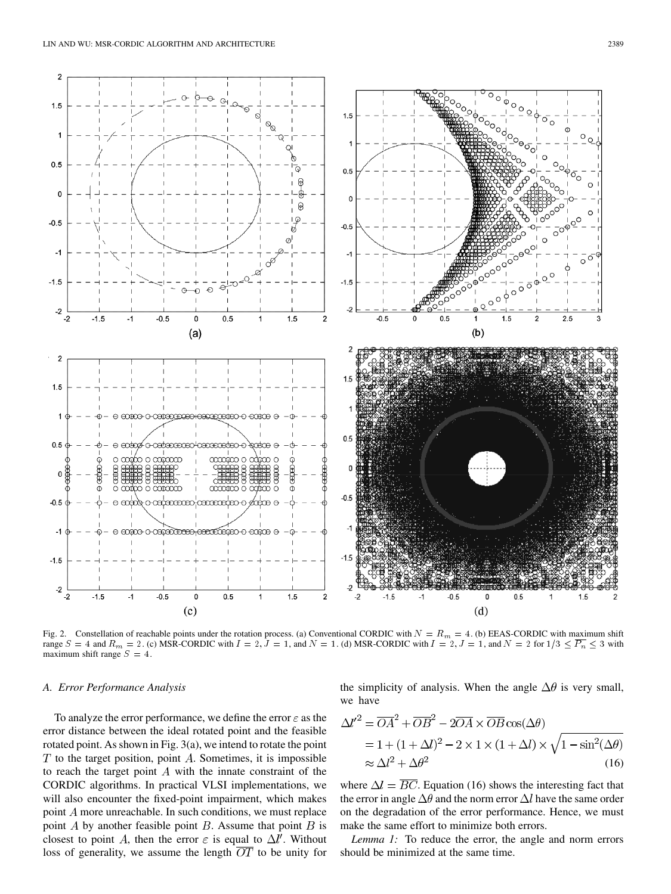Fig. 2. Constellation of reachable points under the rotation process. (a) Conventional CORDIC with $N = R_m = 4$. (b) EEAS-CORDIC with maximum shift range $S = 4$ and $R_m = 2$. (c) MSR-CORDIC with $I = 2$, $J = 1$, and $N = 1$. (d) MSR-CORDIC with $I = 2$, $J = 1$, and $N = 2$ for $1/3 \leq \overline{P_n} \leq 3$ with maximum shift range $S = 4$.

### A. Error Performance Analysis

To analyze the error performance, we define the error $\varepsilon$ as the error distance between the ideal rotated point and the feasible rotated point. As shown in Fig. 3(a), we intend to rotate the point $T$ to the target position, point $A$. Sometimes, it is impossible to reach the target point $A$ with the innate constraint of the CORDIC algorithms. In practical VLSI implementations, we will also encounter the fixed-point impairment, which makes point $A$ more unreachable. In such conditions, we must replace point $A$ by another feasible point $B$. Assume that point $B$ is closest to point $A$, then the error $\varepsilon$ is equal to $\Delta l'$. Without loss of generality, we assume the length $\overline{OT}$ to be unity for the simplicity of analysis. When the angle $\Delta\theta$ is very small, we have

$$
\begin{aligned}
\Delta l'^2 &= \overline{OA}^2 + \overline{OB}^2 - 2\overline{OA} \times \overline{OB}\cos(\Delta\theta) \\
&= 1 + (1+\Delta l)^2 - 2 \times 1 \times (1+\Delta l) \times \sqrt{1-\sin^2(\Delta\theta)} \\
&\approx \Delta l^2 + \Delta\theta^2
\end{aligned}
\tag{16}
$$

where $\Delta l = \overline{BC}$. Equation (16) shows the interesting fact that the error in angle $\Delta\theta$ and the norm error $\Delta l$ have the same order on the degradation of the error performance. Hence, we must make the same effort to minimize both errors.

*Lemma 1:* To reduce the error, the angle and norm errors should be minimized at the same time.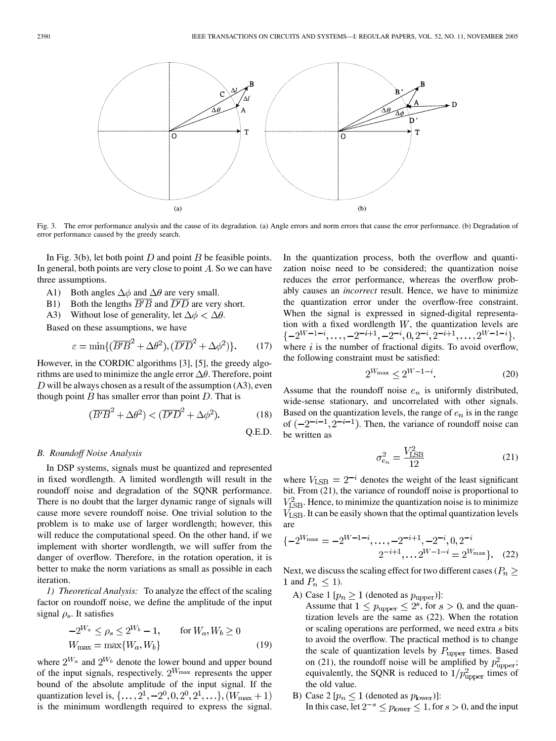Fig. 3. The error performance analysis and the cause of its degradation. (a) Angle errors and norm errors that cause the error performance. (b) Degradation of error performance caused by the greedy search.

In Fig. 3(b), let both point $D$ and point $B$ be feasible points. In general, both points are very close to point $A$. So we can have three assumptions.

A1) Both angles $\Delta\phi$ and $\Delta\theta$ are very small.

B1) Both the lengths $\overline{B'B}$ and $\overline{D'D}$ are very short.

A3) Without lose of generality, let $\Delta\phi < \Delta\theta$.

Based on these assumptions, we have

$$\varepsilon = \min\{(\overline{B'B}^2 + \Delta\theta^2), (\overline{D'D}^2 + \Delta\phi^2)\}. \tag{17}$$

However, in the CORDIC algorithms [3], [5], the greedy algorithms are used to minimize the angle error $\Delta\theta$. Therefore, point $D$ will be always chosen as a result of the assumption (A3), even though point $B$ has smaller error than point $D$. That is

$$(\overline{B'B}^2 + \Delta\theta^2) < (\overline{D'D}^2 + \Delta\phi^2). \tag{18}$$

Q.E.D.

### B. Roundoff Noise Analysis

In DSP systems, signals must be quantized and represented in fixed wordlength. A limited wordlength will result in the roundoff noise and degradation of the SQNR performance. There is no doubt that the larger dynamic range of signals will cause more severe roundoff noise. One trivial solution to the problem is to make use of larger wordlength; however, this will reduce the computational speed. On the other hand, if we implement with shorter wordlength, we will suffer from the danger of overflow. Therefore, in the rotation operation, it is better to make the norm variations as small as possible in each iteration.

*1) Theoretical Analysis:* To analyze the effect of the scaling factor on roundoff noise, we define the amplitude of the input signal $\rho_s$. It satisfies

$$\begin{aligned} -2^{W_a} \le \rho_s \le 2^{W_b} - 1, \qquad &\text{for } W_a, W_b \ge 0 \\ W_{\max} = \max\{W_a, W_b\} \end{aligned} \tag{19}$$

where $2^{W_a}$ and $2^{W_b}$ denote the lower bound and upper bound of the input signals, respectively. $2^{W_{\max}}$ represents the upper bound of the absolute amplitude of the input signal. If the quantization level is, $\{\ldots, 2^1, -2^0, 0, 2^0, 2^1, \ldots\}$, $(W_{\max}+1)$ is the minimum wordlength required to express the signal. In the quantization process, both the overflow and quantization noise need to be considered; the quantization noise reduces the error performance, whereas the overflow probably causes an *incorrect* result. Hence, we have to minimize the quantization error under the overflow-free constraint. When the signal is expressed in signed-digital representation with a fixed wordlength $W$, the quantization levels are $\{-2^{W-1-i}, \ldots, -2^{-i+1}, -2^{-i}, 0, 2^{-i}, 2^{-i+1}, \ldots, 2^{W-1-i}\}$, where $i$ is the number of fractional digits. To avoid overflow, the following constraint must be satisfied:

$$2^{W_{\max}} \le 2^{W-1-i}. \tag{20}$$

Assume that the roundoff noise $e_n$ is uniformly distributed, wide-sense stationary, and uncorrelated with other signals. Based on the quantization levels, the range of $e_n$ is in the range of $(-2^{-i-1}, 2^{-i-1})$. Then, the variance of roundoff noise can be written as

$$\sigma_{e_n}^2 = \frac{V_{\text{LSB}}^2}{12} \tag{21}$$

where $V_{\text{LSB}} = 2^{-i}$ denotes the weight of the least significant bit. From (21), the variance of roundoff noise is proportional to $V_{\text{LSB}}^2$. Hence, to minimize the quantization noise is to minimize $V_{\text{LSB}}$. It can be easily shown that the optimal quantization levels are

$$\begin{aligned}\{-2^{W_{\max}} = -2^{W-1-i}, \ldots, -2^{-i+1}, -2^{-i}, 0, 2^{-i} \\ 2^{-i+1}, \ldots 2^{W-1-i} = 2^{W_{\max}}\}.\end{aligned} \tag{22}$$

Next, we discuss the scaling effect for two different cases ($P_n \ge 1$ and $P_n \le 1$).

A) Case 1 [$p_n \ge 1$ (denoted as $p_{\text{upper}}$)]:
Assume that $1 \le p_{\text{upper}} \le 2^s$, for $s > 0$, and the quantization levels are the same as (22). When the rotation or scaling operations are performed, we need extra $s$ bits to avoid the overflow. The practical method is to change the scale of quantization levels by $P_{\text{upper}}$ times. Based on (21), the roundoff noise will be amplified by $p_{\text{upper}}^2$; equivalently, the SQNR is reduced to $1/p_{\text{upper}}^2$ times of the old value.

B) Case 2 [$p_n \le 1$ (denoted as $p_{\text{lower}}$)]:
In this case, let $2^{-s} \le p_{\text{lower}} \le 1$, for $s > 0$, and the input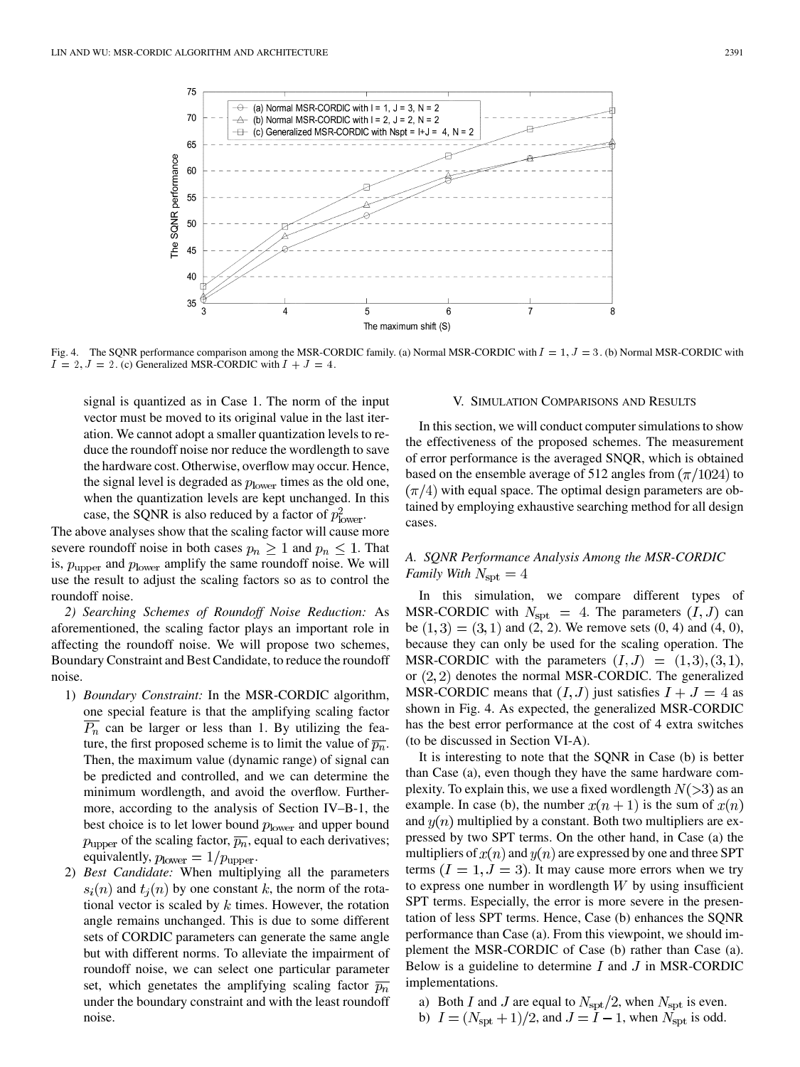Fig. 4. The SQNR performance comparison among the MSR-CORDIC family. (a) Normal MSR-CORDIC with $I = 1$, $J = 3$. (b) Normal MSR-CORDIC with $I = 2$, $J = 2$. (c) Generalized MSR-CORDIC with $I + J = 4$.

signal is quantized as in Case 1. The norm of the input vector must be moved to its original value in the last iteration. We cannot adopt a smaller quantization levels to reduce the roundoff noise nor reduce the wordlength to save the hardware cost. Otherwise, overflow may occur. Hence, the signal level is degraded as $p_{\text{lower}}$ times as the old one, when the quantization levels are kept unchanged. In this case, the SQNR is also reduced by a factor of $p_{\text{lower}}^2$.

The above analyses show that the scaling factor will cause more severe roundoff noise in both cases $p_n \geq 1$ and $p_n \leq 1$. That is, $p_{\text{upper}}$ and $p_{\text{lower}}$ amplify the same roundoff noise. We will use the result to adjust the scaling factors so as to control the roundoff noise.

*2) Searching Schemes of Roundoff Noise Reduction:* As aforementioned, the scaling factor plays an important role in affecting the roundoff noise. We will propose two schemes, Boundary Constraint and Best Candidate, to reduce the roundoff noise.

1) *Boundary Constraint:* In the MSR-CORDIC algorithm, one special feature is that the amplifying scaling factor $\overline{P_n}$ can be larger or less than 1. By utilizing the feature, the first proposed scheme is to limit the value of $\overline{p_n}$. Then, the maximum value (dynamic range) of signal can be predicted and controlled, and we can determine the minimum wordlength, and avoid the overflow. Furthermore, according to the analysis of Section IV–B-1, the best choice is to let lower bound $p_{\text{lower}}$ and upper bound $p_{\text{upper}}$ of the scaling factor, $\overline{p_n}$, equal to each derivatives; equivalently, $p_{\text{lower}} = 1/p_{\text{upper}}$.
2) *Best Candidate:* When multiplying all the parameters $s_i(n)$ and $t_j(n)$ by one constant $k$, the norm of the rotational vector is scaled by $k$ times. However, the rotation angle remains unchanged. This is due to some different sets of CORDIC parameters can generate the same angle but with different norms. To alleviate the impairment of roundoff noise, we can select one particular parameter set, which genetates the amplifying scaling factor $\overline{p_n}$ under the boundary constraint and with the least roundoff noise.

## V. Simulation Comparisons and Results

In this section, we will conduct computer simulations to show the effectiveness of the proposed schemes. The measurement of error performance is the averaged SNQR, which is obtained based on the ensemble average of 512 angles from $(\pi/1024)$ to $(\pi/4)$ with equal space. The optimal design parameters are obtained by employing exhaustive searching method for all design cases.

### A. SQNR Performance Analysis Among the MSR-CORDIC Family With $N_{\text{spt}} = 4$

In this simulation, we compare different types of MSR-CORDIC with $N_{\text{spt}} = 4$. The parameters $(I, J)$ can be $(1, 3) = (3, 1)$ and (2, 2). We remove sets (0, 4) and (4, 0), because they can only be used for the scaling operation. The MSR-CORDIC with the parameters $(I, J) = (1, 3), (3, 1)$, or $(2, 2)$ denotes the normal MSR-CORDIC. The generalized MSR-CORDIC means that $(I, J)$ just satisfies $I + J = 4$ as shown in Fig. 4. As expected, the generalized MSR-CORDIC has the best error performance at the cost of 4 extra switches (to be discussed in Section VI-A).

It is interesting to note that the SQNR in Case (b) is better than Case (a), even though they have the same hardware complexity. To explain this, we use a fixed wordlength $N(>3)$ as an example. In case (b), the number $x(n+1)$ is the sum of $x(n)$ and $y(n)$ multiplied by a constant. Both two multipliers are expressed by two SPT terms. On the other hand, in Case (a) the multipliers of $x(n)$ and $y(n)$ are expressed by one and three SPT terms $(I = 1, J = 3)$. It may cause more errors when we try to express one number in wordlength $W$ by using insufficient SPT terms. Especially, the error is more severe in the presentation of less SPT terms. Hence, Case (b) enhances the SQNR performance than Case (a). From this viewpoint, we should implement the MSR-CORDIC of Case (b) rather than Case (a). Below is a guideline to determine $I$ and $J$ in MSR-CORDIC implementations.

a) Both $I$ and $J$ are equal to $N_{\text{spt}}/2$, when $N_{\text{spt}}$ is even.
b) $I = (N_{\text{spt}} + 1)/2$, and $J = I - 1$, when $N_{\text{spt}}$ is odd.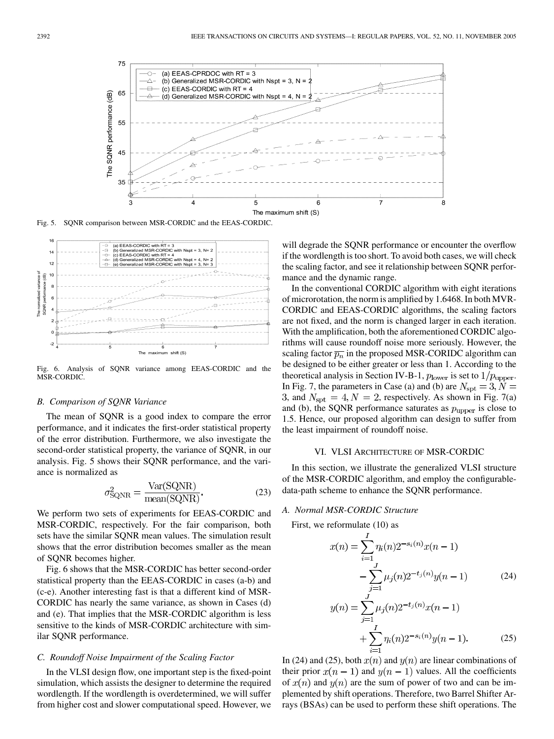Fig. 5. SQNR comparison between MSR-CORDIC and the EEAS-CORDIC.

Fig. 6. Analysis of SQNR variance among EEAS-CORDIC and the MSR-CORDIC.

### B. Comparison of SQNR Variance

The mean of SQNR is a good index to compare the error performance, and it indicates the first-order statistical property of the error distribution. Furthermore, we also investigate the second-order statistical property, the variance of SQNR, in our analysis. Fig. 5 shows their SQNR performance, and the variance is normalized as

$$\sigma^2_{\text{SQNR}} = \frac{\text{Var(SQNR)}}{\text{mean(SQNR)}}. \tag{23}$$

We perform two sets of experiments for EEAS-CORDIC and MSR-CORDIC, respectively. For the fair comparison, both sets have the similar SQNR mean values. The simulation result shows that the error distribution becomes smaller as the mean of SQNR becomes higher.

Fig. 6 shows that the MSR-CORDIC has better second-order statistical property than the EEAS-CORDIC in cases (a-b) and (c-e). Another interesting fast is that a different kind of MSR-CORDIC has nearly the same variance, as shown in Cases (d) and (e). That implies that the MSR-CORDIC algorithm is less sensitive to the kinds of MSR-CORDIC architecture with similar SQNR performance.

### C. Roundoff Noise Impairment of the Scaling Factor

In the VLSI design flow, one important step is the fixed-point simulation, which assists the designer to determine the required wordlength. If the wordlength is overdetermined, we will suffer from higher cost and slower computational speed. However, we will degrade the SQNR performance or encounter the overflow if the wordlength is too short. To avoid both cases, we will check the scaling factor, and see it relationship between SQNR performance and the dynamic range.

In the conventional CORDIC algorithm with eight iterations of microrotation, the norm is amplified by 1.6468. In both MVR-CORDIC and EEAS-CORDIC algorithms, the scaling factors are not fixed, and the norm is changed larger in each iteration. With the amplification, both the aforementioned CORDIC algorithms will cause roundoff noise more seriously. However, the scaling factor $\overline{p_n}$ in the proposed MSR-CORIDC algorithm can be designed to be either greater or less than 1. According to the theoretical analysis in Section IV-B-1, $p_{\text{lower}}$ is set to $1/p_{\text{upper}}$. In Fig. 7, the parameters in Case (a) and (b) are $N_{\text{spt}} = 3, N = 3$, and $N_{\text{spt}} = 4, N = 2$, respectively. As shown in Fig. 7(a) and (b), the SQNR performance saturates as $p_{\text{upper}}$ is close to 1.5. Hence, our proposed algorithm can design to suffer from the least impairment of roundoff noise.

## VI. VLSI Architecture of MSR-CORDIC

In this section, we illustrate the generalized VLSI structure of the MSR-CORDIC algorithm, and employ the configurable-data-path scheme to enhance the SQNR performance.

### A. Normal MSR-CORDIC Structure

First, we reformulate (10) as

$$x(n) = \sum_{i=1}^{I} \eta_i(n) 2^{-s_i(n)} x(n-1) - \sum_{j=1}^{J} \mu_j(n) 2^{-t_j(n)} y(n-1) \tag{24}$$

$$y(n) = \sum_{j=1}^{J} \mu_j(n) 2^{-t_j(n)} x(n-1) + \sum_{i=1}^{I} \eta_i(n) 2^{-s_i(n)} y(n-1). \tag{25}$$

In (24) and (25), both $x(n)$ and $y(n)$ are linear combinations of their prior $x(n-1)$ and $y(n-1)$ values. All the coefficients of $x(n)$ and $y(n)$ are the sum of power of two and can be implemented by shift operations. Therefore, two Barrel Shifter Arrays (BSAs) can be used to perform these shift operations. The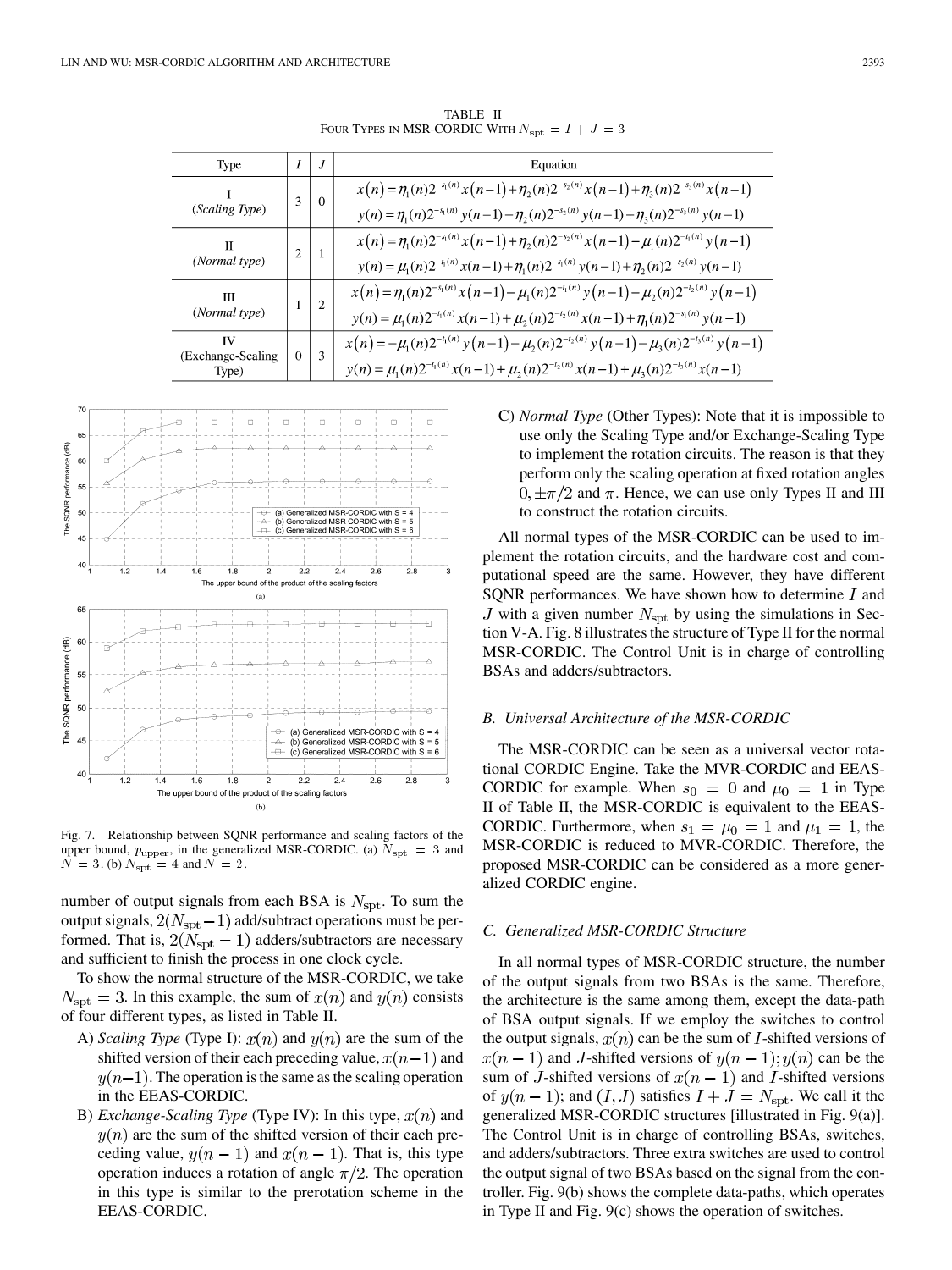TABLE II
FOUR TYPES IN MSR-CORDIC WITH $N_{\rm spt} = I + J = 3$

| Type | $I$ | $J$ | Equation |
|---|---|---|---|
| I (*Scaling Type*) | 3 | 0 | $x(n)=\eta_1(n)2^{-s_1(n)}x(n-1)+\eta_2(n)2^{-s_2(n)}x(n-1)+\eta_3(n)2^{-s_3(n)}x(n-1)$ <br> $y(n)=\eta_1(n)2^{-s_1(n)}y(n-1)+\eta_2(n)2^{-s_2(n)}y(n-1)+\eta_3(n)2^{-s_3(n)}y(n-1)$ |
| II (*Normal type*) | 2 | 1 | $x(n)=\eta_1(n)2^{-s_1(n)}x(n-1)+\eta_2(n)2^{-s_2(n)}x(n-1)-\mu_1(n)2^{-t_1(n)}y(n-1)$ <br> $y(n)=\mu_1(n)2^{-t_1(n)}x(n-1)+\eta_1(n)2^{-s_1(n)}y(n-1)+\eta_2(n)2^{-s_2(n)}y(n-1)$ |
| III (*Normal type*) | 1 | 2 | $x(n)=\eta_1(n)2^{-s_1(n)}x(n-1)-\mu_1(n)2^{-t_1(n)}y(n-1)-\mu_2(n)2^{-t_2(n)}y(n-1)$ <br> $y(n)=\mu_1(n)2^{-t_1(n)}x(n-1)+\mu_2(n)2^{-t_2(n)}x(n-1)+\eta_1(n)2^{-s_1(n)}y(n-1)$ |
| IV (Exchange-Scaling Type) | 0 | 3 | $x(n)=-\mu_1(n)2^{-t_1(n)}y(n-1)-\mu_2(n)2^{-t_2(n)}y(n-1)-\mu_3(n)2^{-t_3(n)}y(n-1)$ <br> $y(n)=\mu_1(n)2^{-t_1(n)}x(n-1)+\mu_2(n)2^{-t_2(n)}x(n-1)+\mu_3(n)2^{-t_3(n)}x(n-1)$ |

Fig. 7. Relationship between SQNR performance and scaling factors of the upper bound, $p_{\rm upper}$, in the generalized MSR-CORDIC. (a) $N_{\rm spt} = 3$ and $N = 3$. (b) $N_{\rm spt} = 4$ and $N = 2$.

number of output signals from each BSA is $N_{\rm spt}$. To sum the output signals, $2(N_{\rm spt}-1)$ add/subtract operations must be performed. That is, $2(N_{\rm spt}-1)$ adders/subtractors are necessary and sufficient to finish the process in one clock cycle.

To show the normal structure of the MSR-CORDIC, we take $N_{\rm spt} = 3$. In this example, the sum of $x(n)$ and $y(n)$ consists of four different types, as listed in Table II.

A) *Scaling Type* (Type I): $x(n)$ and $y(n)$ are the sum of the shifted version of their each preceding value, $x(n-1)$ and $y(n-1)$. The operation is the same as the scaling operation in the EEAS-CORDIC.

B) *Exchange-Scaling Type* (Type IV): In this type, $x(n)$ and $y(n)$ are the sum of the shifted version of their each preceding value, $y(n-1)$ and $x(n-1)$. That is, this type operation induces a rotation of angle $\pi/2$. The operation in this type is similar to the prerotation scheme in the EEAS-CORDIC.

C) *Normal Type* (Other Types): Note that it is impossible to use only the Scaling Type and/or Exchange-Scaling Type to implement the rotation circuits. The reason is that they perform only the scaling operation at fixed rotation angles $0, \pm\pi/2$ and $\pi$. Hence, we can use only Types II and III to construct the rotation circuits.

All normal types of the MSR-CORDIC can be used to implement the rotation circuits, and the hardware cost and computational speed are the same. However, they have different SQNR performances. We have shown how to determine $I$ and $J$ with a given number $N_{\rm spt}$ by using the simulations in Section V-A. Fig. 8 illustrates the structure of Type II for the normal MSR-CORDIC. The Control Unit is in charge of controlling BSAs and adders/subtractors.

### B. Universal Architecture of the MSR-CORDIC

The MSR-CORDIC can be seen as a universal vector rotational CORDIC Engine. Take the MVR-CORDIC and EEAS-CORDIC for example. When $s_0 = 0$ and $\mu_0 = 1$ in Type II of Table II, the MSR-CORDIC is equivalent to the EEAS-CORDIC. Furthermore, when $s_1 = \mu_0 = 1$ and $\mu_1 = 1$, the MSR-CORDIC is reduced to MVR-CORDIC. Therefore, the proposed MSR-CORDIC can be considered as a more generalized CORDIC engine.

### C. Generalized MSR-CORDIC Structure

In all normal types of MSR-CORDIC structure, the number of the output signals from two BSAs is the same. Therefore, the architecture is the same among them, except the data-path of BSA output signals. If we employ the switches to control the output signals, $x(n)$ can be the sum of $I$-shifted versions of $x(n-1)$ and $J$-shifted versions of $y(n-1)$; $y(n)$ can be the sum of $J$-shifted versions of $x(n-1)$ and $I$-shifted versions of $y(n-1)$; and $(I, J)$ satisfies $I + J = N_{\rm spt}$. We call it the generalized MSR-CORDIC structures [illustrated in Fig. 9(a)]. The Control Unit is in charge of controlling BSAs, switches, and adders/subtractors. Three extra switches are used to control the output signal of two BSAs based on the signal from the controller. Fig. 9(b) shows the complete data-paths, which operates in Type II and Fig. 9(c) shows the operation of switches.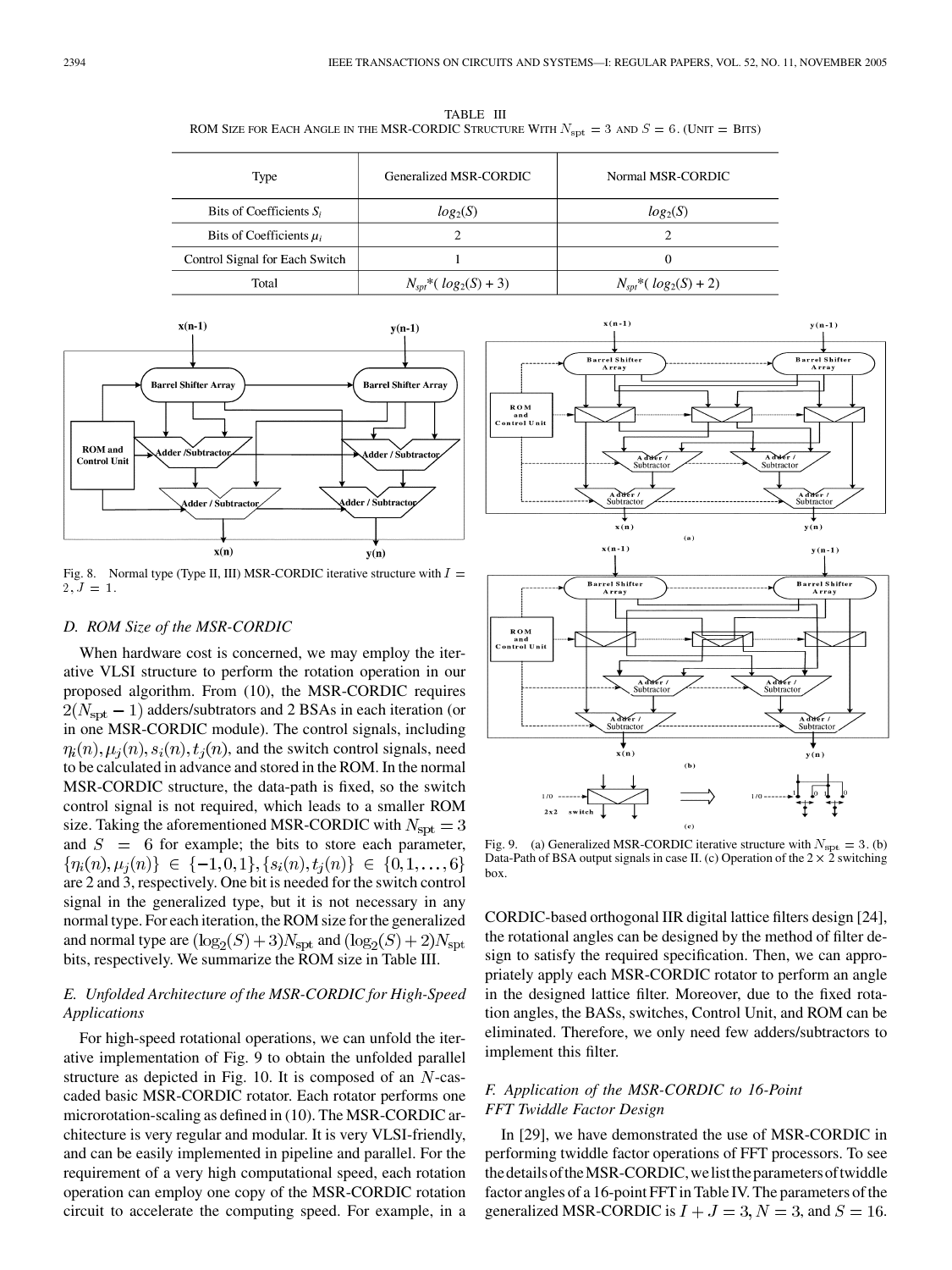TABLE III
ROM Size for Each Angle in the MSR-CORDIC Structure With $N_{\text{spt}} = 3$ and $S = 6$. (Unit = Bits)

| Type | Generalized MSR-CORDIC | Normal MSR-CORDIC |
|---|---|---|
| Bits of Coefficients $S_i$ | $log_2(S)$ | $log_2(S)$ |
| Bits of Coefficients $\mu_i$ | 2 | 2 |
| Control Signal for Each Switch | 1 | 0 |
| Total | $N_{spt}$*( $log_2(S)$ + 3) | $N_{spt}$*( $log_2(S)$ + 2) |

Fig. 8. Normal type (Type II, III) MSR-CORDIC iterative structure with $I = 2, J = 1$.

Fig. 9. (a) Generalized MSR-CORDIC iterative structure with $N_{\text{spt}} = 3$. (b) Data-Path of BSA output signals in case II. (c) Operation of the $2 \times 2$ switching box.

### D. ROM Size of the MSR-CORDIC

When hardware cost is concerned, we may employ the iterative VLSI structure to perform the rotation operation in our proposed algorithm. From (10), the MSR-CORDIC requires $2(N_{\text{spt}} - 1)$ adders/subtrators and 2 BSAs in each iteration (or in one MSR-CORDIC module). The control signals, including $\eta_i(n), \mu_j(n), s_i(n), t_j(n)$, and the switch control signals, need to be calculated in advance and stored in the ROM. In the normal MSR-CORDIC structure, the data-path is fixed, so the switch control signal is not required, which leads to a smaller ROM size. Taking the aforementioned MSR-CORDIC with $N_{\text{spt}} = 3$ and $S = 6$ for example; the bits to store each parameter, $\{\eta_i(n), \mu_j(n)\} \in \{-1, 0, 1\}, \{s_i(n), t_j(n)\} \in \{0, 1, \ldots, 6\}$ are 2 and 3, respectively. One bit is needed for the switch control signal in the generalized type, but it is not necessary in any normal type. For each iteration, the ROM size for the generalized and normal type are $(\log_2(S) + 3)N_{\text{spt}}$ and $(\log_2(S) + 2)N_{\text{spt}}$ bits, respectively. We summarize the ROM size in Table III.

### E. Unfolded Architecture of the MSR-CORDIC for High-Speed Applications

For high-speed rotational operations, we can unfold the iterative implementation of Fig. 9 to obtain the unfolded parallel structure as depicted in Fig. 10. It is composed of an $N$-cascaded basic MSR-CORDIC rotator. Each rotator performs one microrotation-scaling as defined in (10). The MSR-CORDIC architecture is very regular and modular. It is very VLSI-friendly, and can be easily implemented in pipeline and parallel. For the requirement of a very high computational speed, each rotation operation can employ one copy of the MSR-CORDIC rotation circuit to accelerate the computing speed. For example, in a CORDIC-based orthogonal IIR digital lattice filters design [24], the rotational angles can be designed by the method of filter design to satisfy the required specification. Then, we can appropriately apply each MSR-CORDIC rotator to perform an angle in the designed lattice filter. Moreover, due to the fixed rotation angles, the BASs, switches, Control Unit, and ROM can be eliminated. Therefore, we only need few adders/subtractors to implement this filter.

### F. Application of the MSR-CORDIC to 16-Point FFT Twiddle Factor Design

In [29], we have demonstrated the use of MSR-CORDIC in performing twiddle factor operations of FFT processors. To see the details of the MSR-CORDIC, we list the parameters of twiddle factor angles of a 16-point FFT in Table IV. The parameters of the generalized MSR-CORDIC is $I + J = 3, N = 3$, and $S = 16$.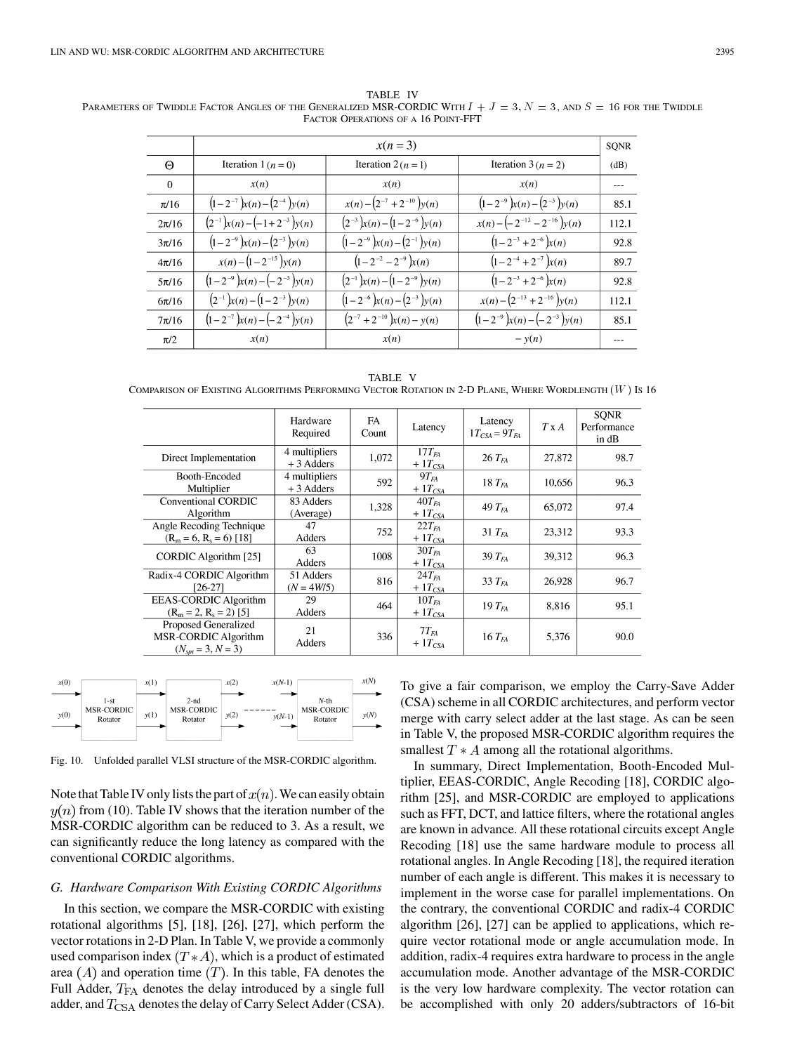TABLE IV
PARAMETERS OF TWIDDLE FACTOR ANGLES OF THE GENERALIZED MSR-CORDIC WITH $I + J = 3$, $N = 3$, AND $S = 16$ FOR THE TWIDDLE FACTOR OPERATIONS OF A 16 POINT-FFT

| $\Theta$ | $x(n=3)$ | | | SQNR (dB) |
|---|---|---|---|---|
| | Iteration 1 $(n=0)$ | Iteration 2 $(n=1)$ | Iteration 3 $(n=2)$ | |
| 0 | $x(n)$ | $x(n)$ | $x(n)$ | --- |
| $\pi/16$ | $(1-2^{-7})x(n)-(2^{-4})y(n)$ | $x(n)-(2^{-7}+2^{-10})y(n)$ | $(1-2^{-9})x(n)-(2^{-3})y(n)$ | 85.1 |
| $2\pi/16$ | $(2^{-1})x(n)-(-1+2^{-3})y(n)$ | $(2^{-3})x(n)-(1-2^{-6})y(n)$ | $x(n)-(-2^{-13}-2^{-16})y(n)$ | 112.1 |
| $3\pi/16$ | $(1-2^{-9})x(n)-(2^{-3})y(n)$ | $(1-2^{-9})x(n)-(2^{-1})y(n)$ | $(1-2^{-3}+2^{-6})x(n)$ | 92.8 |
| $4\pi/16$ | $x(n)-(1-2^{-15})y(n)$ | $(1-2^{-2}-2^{-9})x(n)$ | $(1-2^{-4}+2^{-7})x(n)$ | 89.7 |
| $5\pi/16$ | $(1-2^{-9})x(n)-(-2^{-3})y(n)$ | $(2^{-1})x(n)-(1-2^{-9})y(n)$ | $(1-2^{-3}+2^{-6})x(n)$ | 92.8 |
| $6\pi/16$ | $(2^{-1})x(n)-(1-2^{-3})y(n)$ | $(1-2^{-6})x(n)-(2^{-3})y(n)$ | $x(n)-(2^{-13}+2^{-16})y(n)$ | 112.1 |
| $7\pi/16$ | $(1-2^{-7})x(n)-(-2^{-4})y(n)$ | $(2^{-7}+2^{-10})x(n)-y(n)$ | $(1-2^{-9})x(n)-(-2^{-3})y(n)$ | 85.1 |
| $\pi/2$ | $x(n)$ | $x(n)$ | $-y(n)$ | --- |

TABLE V
COMPARISON OF EXISTING ALGORITHMS PERFORMING VECTOR ROTATION IN 2-D PLANE, WHERE WORDLENGTH $(W)$ IS 16

| | Hardware Required | FA Count | Latency | Latency $1T_{CSA} = 9T_{FA}$ | $T$ x $A$ | SQNR Performance in dB |
|---|---|---|---|---|---|---|
| Direct Implementation | 4 multipliers + 3 Adders | 1,072 | $17T_{FA} + 1T_{CSA}$ | 26 $T_{FA}$ | 27,872 | 98.7 |
| Booth-Encoded Multiplier | 4 multipliers + 3 Adders | 592 | $9T_{FA} + 1T_{CSA}$ | 18 $T_{FA}$ | 10,656 | 96.3 |
| Conventional CORDIC Algorithm | 83 Adders (Average) | 1,328 | $40T_{FA} + 1T_{CSA}$ | 49 $T_{FA}$ | 65,072 | 97.4 |
| Angle Recoding Technique ($R_m$ = 6, $R_s$ = 6) [18] | 47 Adders | 752 | $22T_{FA} + 1T_{CSA}$ | 31 $T_{FA}$ | 23,312 | 93.3 |
| CORDIC Algorithm [25] | 63 Adders | 1008 | $30T_{FA} + 1T_{CSA}$ | 39 $T_{FA}$ | 39,312 | 96.3 |
| Radix-4 CORDIC Algorithm [26-27] | 51 Adders ($N = 4W/5$) | 816 | $24T_{FA} + 1T_{CSA}$ | 33 $T_{FA}$ | 26,928 | 96.7 |
| EEAS-CORDIC Algorithm ($R_m$ = 2, $R_s$ = 2) [5] | 29 Adders | 464 | $10T_{FA} + 1T_{CSA}$ | 19 $T_{FA}$ | 8,816 | 95.1 |
| Proposed Generalized MSR-CORDIC Algorithm ($N_{spt}$ = 3, $N$ = 3) | 21 Adders | 336 | $7T_{FA} + 1T_{CSA}$ | 16 $T_{FA}$ | 5,376 | 90.0 |

Fig. 10. Unfolded parallel VLSI structure of the MSR-CORDIC algorithm.

Note that Table IV only lists the part of $x(n)$. We can easily obtain $y(n)$ from (10). Table IV shows that the iteration number of the MSR-CORDIC algorithm can be reduced to 3. As a result, we can significantly reduce the long latency as compared with the conventional CORDIC algorithms.

### G. Hardware Comparison With Existing CORDIC Algorithms

In this section, we compare the MSR-CORDIC with existing rotational algorithms [5], [18], [26], [27], which perform the vector rotations in 2-D Plan. In Table V, we provide a commonly used comparison index $(T * A)$, which is a product of estimated area $(A)$ and operation time $(T)$. In this table, FA denotes the Full Adder, $T_{\rm FA}$ denotes the delay introduced by a single full adder, and $T_{\rm CSA}$ denotes the delay of Carry Select Adder (CSA). To give a fair comparison, we employ the Carry-Save Adder (CSA) scheme in all CORDIC architectures, and perform vector merge with carry select adder at the last stage. As can be seen in Table V, the proposed MSR-CORDIC algorithm requires the smallest $T * A$ among all the rotational algorithms.

In summary, Direct Implementation, Booth-Encoded Multiplier, EEAS-CORDIC, Angle Recoding [18], CORDIC algorithm [25], and MSR-CORDIC are employed to applications such as FFT, DCT, and lattice filters, where the rotational angles are known in advance. All these rotational circuits except Angle Recoding [18] use the same hardware module to process all rotational angles. In Angle Recoding [18], the required iteration number of each angle is different. This makes it is necessary to implement in the worse case for parallel implementations. On the contrary, the conventional CORDIC and radix-4 CORDIC algorithm [26], [27] can be applied to applications, which require vector rotational mode or angle accumulation mode. In addition, radix-4 requires extra hardware to process in the angle accumulation mode. Another advantage of the MSR-CORDIC is the very low hardware complexity. The vector rotation can be accomplished with only 20 adders/subtractors of 16-bit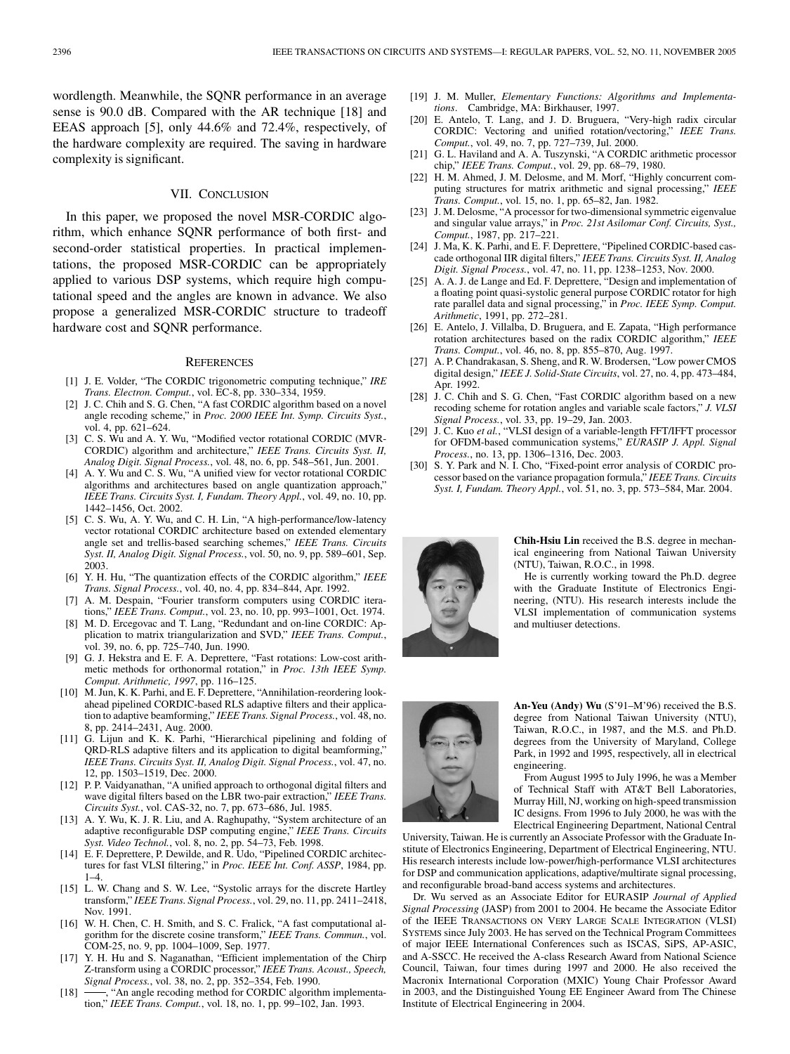wordlength. Meanwhile, the SQNR performance in an average sense is 90.0 dB. Compared with the AR technique [18] and EEAS approach [5], only 44.6% and 72.4%, respectively, of the hardware complexity are required. The saving in hardware complexity is significant.

## VII. Conclusion

In this paper, we proposed the novel MSR-CORDIC algorithm, which enhance SQNR performance of both first- and second-order statistical properties. In practical implementations, the proposed MSR-CORDIC can be appropriately applied to various DSP systems, which require high computational speed and the angles are known in advance. We also propose a generalized MSR-CORDIC structure to tradeoff hardware cost and SQNR performance.

## References

[1] J. E. Volder, "The CORDIC trigonometric computing technique," *IRE Trans. Electron. Comput.*, vol. EC-8, pp. 330–334, 1959.

[2] J. C. Chih and S. G. Chen, "A fast CORDIC algorithm based on a novel angle recoding scheme," in *Proc. 2000 IEEE Int. Symp. Circuits Syst.*, vol. 4, pp. 621–624.

[3] C. S. Wu and A. Y. Wu, "Modified vector rotational CORDIC (MVR-CORDIC) algorithm and architecture," *IEEE Trans. Circuits Syst. II, Analog Digit. Signal Process.*, vol. 48, no. 6, pp. 548–561, Jun. 2001.

[4] A. Y. Wu and C. S. Wu, "A unified view for vector rotational CORDIC algorithms and architectures based on angle quantization approach," *IEEE Trans. Circuits Syst. I, Fundam. Theory Appl.*, vol. 49, no. 10, pp. 1442–1456, Oct. 2002.

[5] C. S. Wu, A. Y. Wu, and C. H. Lin, "A high-performance/low-latency vector rotational CORDIC architecture based on extended elementary angle set and trellis-based searching schemes," *IEEE Trans. Circuits Syst. II, Analog Digit. Signal Process.*, vol. 50, no. 9, pp. 589–601, Sep. 2003.

[6] Y. H. Hu, "The quantization effects of the CORDIC algorithm," *IEEE Trans. Signal Process.*, vol. 40, no. 4, pp. 834–844, Apr. 1992.

[7] A. M. Despain, "Fourier transform computers using CORDIC iterations," *IEEE Trans. Comput.*, vol. 23, no. 10, pp. 993–1001, Oct. 1974.

[8] M. D. Ercegovac and T. Lang, "Redundant and on-line CORDIC: Application to matrix triangularization and SVD," *IEEE Trans. Comput.*, vol. 39, no. 6, pp. 725–740, Jun. 1990.

[9] G. J. Hekstra and E. F. A. Deprettere, "Fast rotations: Low-cost arithmetic methods for orthonormal rotation," in *Proc. 13th IEEE Symp. Comput. Arithmetic, 1997*, pp. 116–125.

[10] M. Jun, K. K. Parhi, and E. F. Deprettere, "Annihilation-reordering look-ahead pipelined CORDIC-based RLS adaptive filters and their application to adaptive beamforming," *IEEE Trans. Signal Process.*, vol. 48, no. 8, pp. 2414–2431, Aug. 2000.

[11] G. Lijun and K. K. Parhi, "Hierarchical pipelining and folding of QRD-RLS adaptive filters and its application to digital beamforming," *IEEE Trans. Circuits Syst. II, Analog Digit. Signal Process.*, vol. 47, no. 12, pp. 1503–1519, Dec. 2000.

[12] P. P. Vaidyanathan, "A unified approach to orthogonal digital filters and wave digital filters based on the LBR two-pair extraction," *IEEE Trans. Circuits Syst.*, vol. CAS-32, no. 7, pp. 673–686, Jul. 1985.

[13] A. Y. Wu, K. J. R. Liu, and A. Raghupathy, "System architecture of an adaptive reconfigurable DSP computing engine," *IEEE Trans. Circuits Syst. Video Technol.*, vol. 8, no. 2, pp. 54–73, Feb. 1998.

[14] E. F. Deprettere, P. Dewilde, and R. Udo, "Pipelined CORDIC architectures for fast VLSI filtering," in *Proc. IEEE Int. Conf. ASSP*, 1984, pp. 1–4.

[15] L. W. Chang and S. W. Lee, "Systolic arrays for the discrete Hartley transform," *IEEE Trans. Signal Process.*, vol. 29, no. 11, pp. 2411–2418, Nov. 1991.

[16] W. H. Chen, C. H. Smith, and S. C. Fralick, "A fast computational algorithm for the discrete cosine transform," *IEEE Trans. Commun.*, vol. COM-25, no. 9, pp. 1004–1009, Sep. 1977.

[17] Y. H. Hu and S. Naganathan, "Efficient implementation of the Chirp Z-transform using a CORDIC processor," *IEEE Trans. Acoust., Speech, Signal Process.*, vol. 38, no. 2, pp. 352–354, Feb. 1990.

[18] ——, "An angle recoding method for CORDIC algorithm implementation," *IEEE Trans. Comput.*, vol. 18, no. 1, pp. 99–102, Jan. 1993.

[19] J. M. Muller, *Elementary Functions: Algorithms and Implementations*. Cambridge, MA: Birkhauser, 1997.

[20] E. Antelo, T. Lang, and J. D. Bruguera, "Very-high radix circular CORDIC: Vectoring and unified rotation/vectoring," *IEEE Trans. Comput.*, vol. 49, no. 7, pp. 727–739, Jul. 2000.

[21] G. L. Haviland and A. A. Tuszynski, "A CORDIC arithmetic processor chip," *IEEE Trans. Comput.*, vol. 29, pp. 68–79, 1980.

[22] H. M. Ahmed, J. M. Delosme, and M. Morf, "Highly concurrent computing structures for matrix arithmetic and signal processing," *IEEE Trans. Comput.*, vol. 15, no. 1, pp. 65–82, Jan. 1982.

[23] J. M. Delosme, "A processor for two-dimensional symmetric eigenvalue and singular value arrays," in *Proc. 21st Asilomar Conf. Circuits, Syst., Comput.*, 1987, pp. 217–221.

[24] J. Ma, K. K. Parhi, and E. F. Deprettere, "Pipelined CORDIC-based cascade orthogonal IIR digital filters," *IEEE Trans. Circuits Syst. II, Analog Digit. Signal Process.*, vol. 47, no. 11, pp. 1238–1253, Nov. 2000.

[25] A. A. J. de Lange and Ed. F. Deprettere, "Design and implementation of a floating point quasi-systolic general purpose CORDIC rotator for high rate parallel data and signal processing," in *Proc. IEEE Symp. Comput. Arithmetic*, 1991, pp. 272–281.

[26] E. Antelo, J. Villalba, D. Bruguera, and E. Zapata, "High performance rotation architectures based on the radix CORDIC algorithm," *IEEE Trans. Comput.*, vol. 46, no. 8, pp. 855–870, Aug. 1997.

[27] A. P. Chandrakasan, S. Sheng, and R. W. Brodersen, "Low power CMOS digital design," *IEEE J. Solid-State Circuits*, vol. 27, no. 4, pp. 473–484, Apr. 1992.

[28] J. C. Chih and S. G. Chen, "Fast CORDIC algorithm based on a new recoding scheme for rotation angles and variable scale factors," *J. VLSI Signal Process.*, vol. 33, pp. 19–29, Jan. 2003.

[29] J. C. Kuo *et al.*, "VLSI design of a variable-length FFT/IFFT processor for OFDM-based communication systems," *EURASIP J. Appl. Signal Process.*, no. 13, pp. 1306–1316, Dec. 2003.

[30] S. Y. Park and N. I. Cho, "Fixed-point error analysis of CORDIC processor based on the variance propagation formula," *IEEE Trans. Circuits Syst. I, Fundam. Theory Appl.*, vol. 51, no. 3, pp. 573–584, Mar. 2004.

**Chih-Hsiu Lin** received the B.S. degree in mechanical engineering from National Taiwan University (NTU), Taiwan, R.O.C., in 1998.

He is currently working toward the Ph.D. degree with the Graduate Institute of Electronics Engineering, (NTU). His research interests include the VLSI implementation of communication systems and multiuser detections.

**An-Yeu (Andy) Wu** (S'91–M'96) received the B.S. degree from National Taiwan University (NTU), Taiwan, R.O.C., in 1987, and the M.S. and Ph.D. degrees from the University of Maryland, College Park, in 1992 and 1995, respectively, all in electrical engineering.

From August 1995 to July 1996, he was a Member of Technical Staff with AT&T Bell Laboratories, Murray Hill, NJ, working on high-speed transmission IC designs. From 1996 to July 2000, he was with the Electrical Engineering Department, National Central University, Taiwan. He is currently an Associate Professor with the Graduate Institute of Electronics Engineering, Department of Electrical Engineering, NTU. His research interests include low-power/high-performance VLSI architectures for DSP and communication applications, adaptive/multirate signal processing, and reconfigurable broad-band access systems and architectures.

Dr. Wu served as an Associate Editor for EURASIP *Journal of Applied Signal Processing* (JASP) from 2001 to 2004. He became the Associate Editor of the IEEE Transactions on Very Large Scale Integration (VLSI) Systems since July 2003. He has served on the Technical Program Committees of major IEEE International Conferences such as ISCAS, SiPS, AP-ASIC, and A-SSCC. He received the A-class Research Award from National Science Council, Taiwan, four times during 1997 and 2000. He also received the Macronix International Corporation (MXIC) Young Chair Professor Award in 2003, and the Distinguished Young EE Engineer Award from The Chinese Institute of Electrical Engineering in 2004.